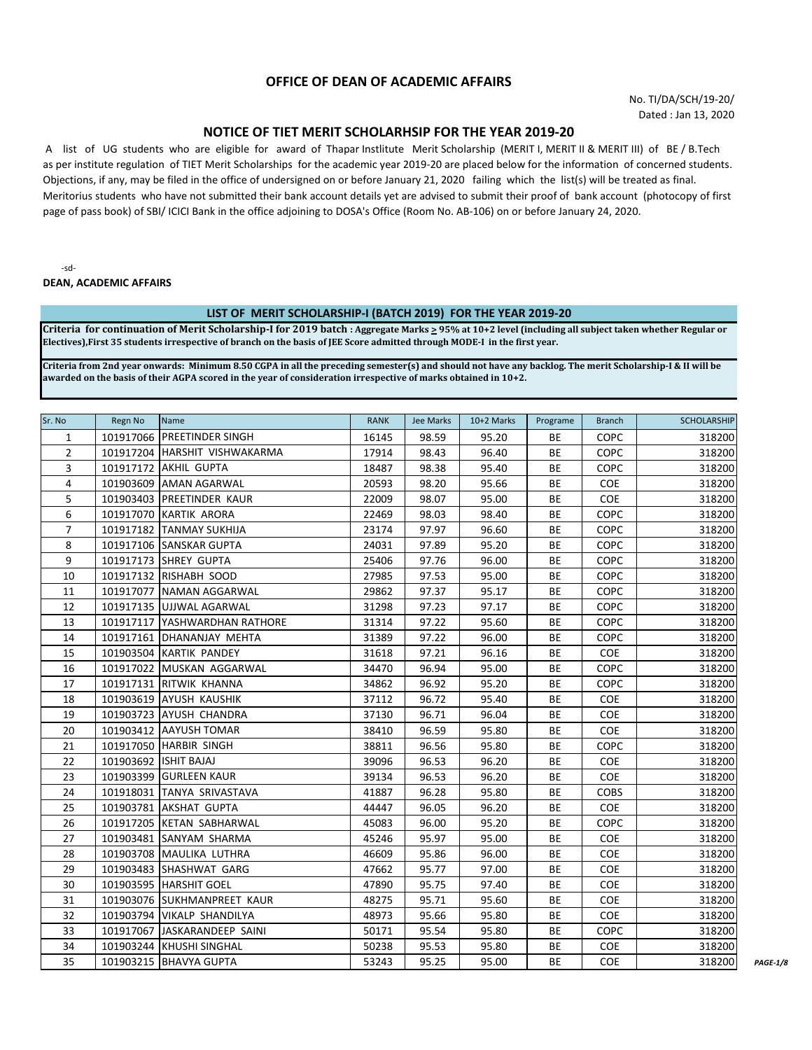## OFFICE OF DEAN OF ACADEMIC AFFAIRS

No. TI/DA/SCH/19-20/
Dated : Jan 13, 2020

## NOTICE OF TIET MERIT SCHOLARHSIP FOR THE YEAR 2019-20

A list of UG students who are eligible for award of Thapar Instlitute Merit Scholarship (MERIT I, MERIT II & MERIT III) of BE / B.Tech as per institute regulation of TIET Merit Scholarships for the academic year 2019-20 are placed below for the information of concerned students. Objections, if any, may be filed in the office of undersigned on or before January 21, 2020 failing which the list(s) will be treated as final. Meritorius students who have not submitted their bank account details yet are advised to submit their proof of bank account (photocopy of first page of pass book) of SBI/ ICICI Bank in the office adjoining to DOSA's Office (Room No. AB-106) on or before January 24, 2020.

-sd-

**DEAN, ACADEMIC AFFAIRS**

### LIST OF MERIT SCHOLARSHIP-I (BATCH 2019) FOR THE YEAR 2019-20

**Criteria for continuation of Merit Scholarship-I for 2019 batch : Aggregate Marks ≥ 95% at 10+2 level (including all subject taken whether Regular or Electives),First 35 students irrespective of branch on the basis of JEE Score admitted through MODE-I in the first year.**

**Criteria from 2nd year onwards: Minimum 8.50 CGPA in all the preceding semester(s) and should not have any backlog. The merit Scholarship-I & II will be awarded on the basis of their AGPA scored in the year of consideration irrespective of marks obtained in 10+2.**

| Sr. No | Regn No | Name | RANK | Jee Marks | 10+2 Marks | Programe | Branch | SCHOLARSHIP |
|---|---|---|---|---|---|---|---|---|
| 1 | 101917066 | PREETINDER SINGH | 16145 | 98.59 | 95.20 | BE | COPC | 318200 |
| 2 | 101917204 | HARSHIT VISHWAKARMA | 17914 | 98.43 | 96.40 | BE | COPC | 318200 |
| 3 | 101917172 | AKHIL GUPTA | 18487 | 98.38 | 95.40 | BE | COPC | 318200 |
| 4 | 101903609 | AMAN AGARWAL | 20593 | 98.20 | 95.66 | BE | COE | 318200 |
| 5 | 101903403 | PREETINDER KAUR | 22009 | 98.07 | 95.00 | BE | COE | 318200 |
| 6 | 101917070 | KARTIK ARORA | 22469 | 98.03 | 98.40 | BE | COPC | 318200 |
| 7 | 101917182 | TANMAY SUKHIJA | 23174 | 97.97 | 96.60 | BE | COPC | 318200 |
| 8 | 101917106 | SANSKAR GUPTA | 24031 | 97.89 | 95.20 | BE | COPC | 318200 |
| 9 | 101917173 | SHREY GUPTA | 25406 | 97.76 | 96.00 | BE | COPC | 318200 |
| 10 | 101917132 | RISHABH SOOD | 27985 | 97.53 | 95.00 | BE | COPC | 318200 |
| 11 | 101917077 | NAMAN AGGARWAL | 29862 | 97.37 | 95.17 | BE | COPC | 318200 |
| 12 | 101917135 | UJJWAL AGARWAL | 31298 | 97.23 | 97.17 | BE | COPC | 318200 |
| 13 | 101917117 | YASHWARDHAN RATHORE | 31314 | 97.22 | 95.60 | BE | COPC | 318200 |
| 14 | 101917161 | DHANANJAY MEHTA | 31389 | 97.22 | 96.00 | BE | COPC | 318200 |
| 15 | 101903504 | KARTIK PANDEY | 31618 | 97.21 | 96.16 | BE | COE | 318200 |
| 16 | 101917022 | MUSKAN AGGARWAL | 34470 | 96.94 | 95.00 | BE | COPC | 318200 |
| 17 | 101917131 | RITWIK KHANNA | 34862 | 96.92 | 95.20 | BE | COPC | 318200 |
| 18 | 101903619 | AYUSH KAUSHIK | 37112 | 96.72 | 95.40 | BE | COE | 318200 |
| 19 | 101903723 | AYUSH CHANDRA | 37130 | 96.71 | 96.04 | BE | COE | 318200 |
| 20 | 101903412 | AAYUSH TOMAR | 38410 | 96.59 | 95.80 | BE | COE | 318200 |
| 21 | 101917050 | HARBIR SINGH | 38811 | 96.56 | 95.80 | BE | COPC | 318200 |
| 22 | 101903692 | ISHIT BAJAJ | 39096 | 96.53 | 96.20 | BE | COE | 318200 |
| 23 | 101903399 | GURLEEN KAUR | 39134 | 96.53 | 96.20 | BE | COE | 318200 |
| 24 | 101918031 | TANYA SRIVASTAVA | 41887 | 96.28 | 95.80 | BE | COBS | 318200 |
| 25 | 101903781 | AKSHAT GUPTA | 44447 | 96.05 | 96.20 | BE | COE | 318200 |
| 26 | 101917205 | KETAN SABHARWAL | 45083 | 96.00 | 95.20 | BE | COPC | 318200 |
| 27 | 101903481 | SANYAM SHARMA | 45246 | 95.97 | 95.00 | BE | COE | 318200 |
| 28 | 101903708 | MAULIKA LUTHRA | 46609 | 95.86 | 96.00 | BE | COE | 318200 |
| 29 | 101903483 | SHASHWAT GARG | 47662 | 95.77 | 97.00 | BE | COE | 318200 |
| 30 | 101903595 | HARSHIT GOEL | 47890 | 95.75 | 97.40 | BE | COE | 318200 |
| 31 | 101903076 | SUKHMANPREET KAUR | 48275 | 95.71 | 95.60 | BE | COE | 318200 |
| 32 | 101903794 | VIKALP SHANDILYA | 48973 | 95.66 | 95.80 | BE | COE | 318200 |
| 33 | 101917067 | JASKARANDEEP SAINI | 50171 | 95.54 | 95.80 | BE | COPC | 318200 |
| 34 | 101903244 | KHUSHI SINGHAL | 50238 | 95.53 | 95.80 | BE | COE | 318200 |
| 35 | 101903215 | BHAVYA GUPTA | 53243 | 95.25 | 95.00 | BE | COE | 318200 |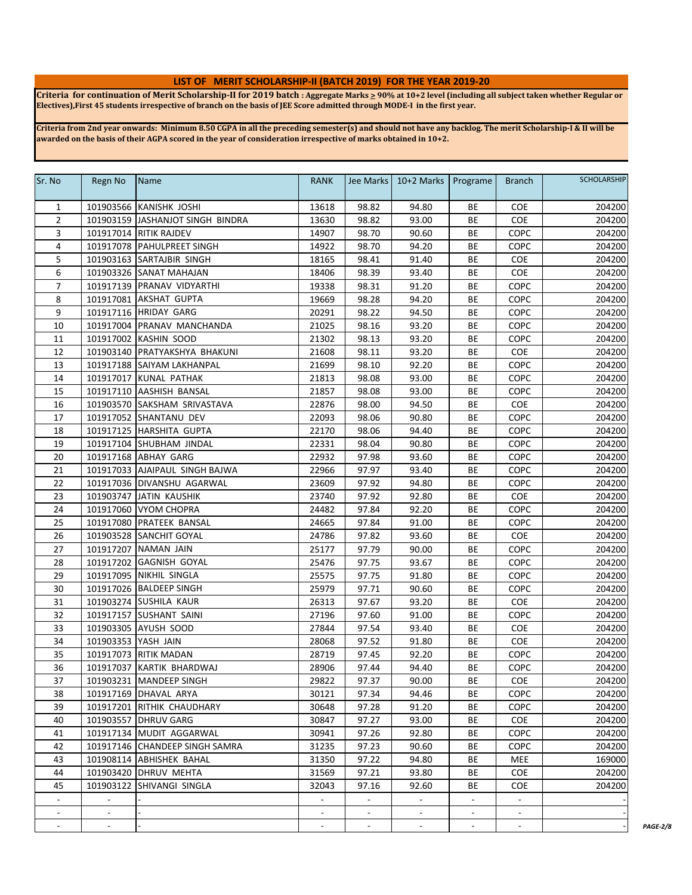## LIST OF MERIT SCHOLARSHIP-II (BATCH 2019) FOR THE YEAR 2019-20

**Criteria for continuation of Merit Scholarship-II for 2019 batch : Aggregate Marks ≥ 90% at 10+2 level (including all subject taken whether Regular or Electives),First 45 students irrespective of branch on the basis of JEE Score admitted through MODE-I in the first year.**

**Criteria from 2nd year onwards: Minimum 8.50 CGPA in all the preceding semester(s) and should not have any backlog. The merit Scholarship-I & II will be awarded on the basis of their AGPA scored in the year of consideration irrespective of marks obtained in 10+2.**

| Sr. No | Regn No | Name | RANK | Jee Marks | 10+2 Marks | Programe | Branch | SCHOLARSHIP |
|---|---|---|---|---|---|---|---|---|
| 1 | 101903566 | KANISHK JOSHI | 13618 | 98.82 | 94.80 | BE | COE | 204200 |
| 2 | 101903159 | JASHANJOT SINGH BINDRA | 13630 | 98.82 | 93.00 | BE | COE | 204200 |
| 3 | 101917014 | RITIK RAJDEV | 14907 | 98.70 | 90.60 | BE | COPC | 204200 |
| 4 | 101917078 | PAHULPREET SINGH | 14922 | 98.70 | 94.20 | BE | COPC | 204200 |
| 5 | 101903163 | SARTAJBIR SINGH | 18165 | 98.41 | 91.40 | BE | COE | 204200 |
| 6 | 101903326 | SANAT MAHAJAN | 18406 | 98.39 | 93.40 | BE | COE | 204200 |
| 7 | 101917139 | PRANAV VIDYARTHI | 19338 | 98.31 | 91.20 | BE | COPC | 204200 |
| 8 | 101917081 | AKSHAT GUPTA | 19669 | 98.28 | 94.20 | BE | COPC | 204200 |
| 9 | 101917116 | HRIDAY GARG | 20291 | 98.22 | 94.50 | BE | COPC | 204200 |
| 10 | 101917004 | PRANAV MANCHANDA | 21025 | 98.16 | 93.20 | BE | COPC | 204200 |
| 11 | 101917002 | KASHIN SOOD | 21302 | 98.13 | 93.20 | BE | COPC | 204200 |
| 12 | 101903140 | PRATYAKSHYA BHAKUNI | 21608 | 98.11 | 93.20 | BE | COE | 204200 |
| 13 | 101917188 | SAIYAM LAKHANPAL | 21699 | 98.10 | 92.20 | BE | COPC | 204200 |
| 14 | 101917017 | KUNAL PATHAK | 21813 | 98.08 | 93.00 | BE | COPC | 204200 |
| 15 | 101917110 | AASHISH BANSAL | 21857 | 98.08 | 93.00 | BE | COPC | 204200 |
| 16 | 101903570 | SAKSHAM SRIVASTAVA | 22876 | 98.00 | 94.50 | BE | COE | 204200 |
| 17 | 101917052 | SHANTANU DEV | 22093 | 98.06 | 90.80 | BE | COPC | 204200 |
| 18 | 101917125 | HARSHITA GUPTA | 22170 | 98.06 | 94.40 | BE | COPC | 204200 |
| 19 | 101917104 | SHUBHAM JINDAL | 22331 | 98.04 | 90.80 | BE | COPC | 204200 |
| 20 | 101917168 | ABHAY GARG | 22932 | 97.98 | 93.60 | BE | COPC | 204200 |
| 21 | 101917033 | AJAIPAUL SINGH BAJWA | 22966 | 97.97 | 93.40 | BE | COPC | 204200 |
| 22 | 101917036 | DIVANSHU AGARWAL | 23609 | 97.92 | 94.80 | BE | COPC | 204200 |
| 23 | 101903747 | JATIN KAUSHIK | 23740 | 97.92 | 92.80 | BE | COE | 204200 |
| 24 | 101917060 | VYOM CHOPRA | 24482 | 97.84 | 92.20 | BE | COPC | 204200 |
| 25 | 101917080 | PRATEEK BANSAL | 24665 | 97.84 | 91.00 | BE | COPC | 204200 |
| 26 | 101903528 | SANCHIT GOYAL | 24786 | 97.82 | 93.60 | BE | COE | 204200 |
| 27 | 101917207 | NAMAN JAIN | 25177 | 97.79 | 90.00 | BE | COPC | 204200 |
| 28 | 101917202 | GAGNISH GOYAL | 25476 | 97.75 | 93.67 | BE | COPC | 204200 |
| 29 | 101917095 | NIKHIL SINGLA | 25575 | 97.75 | 91.80 | BE | COPC | 204200 |
| 30 | 101917026 | BALDEEP SINGH | 25979 | 97.71 | 90.60 | BE | COPC | 204200 |
| 31 | 101903274 | SUSHILA KAUR | 26313 | 97.67 | 93.20 | BE | COE | 204200 |
| 32 | 101917157 | SUSHANT SAINI | 27196 | 97.60 | 91.00 | BE | COPC | 204200 |
| 33 | 101903305 | AYUSH SOOD | 27844 | 97.54 | 93.40 | BE | COE | 204200 |
| 34 | 101903353 | YASH JAIN | 28068 | 97.52 | 91.80 | BE | COE | 204200 |
| 35 | 101917073 | RITIK MADAN | 28719 | 97.45 | 92.20 | BE | COPC | 204200 |
| 36 | 101917037 | KARTIK BHARDWAJ | 28906 | 97.44 | 94.40 | BE | COPC | 204200 |
| 37 | 101903231 | MANDEEP SINGH | 29822 | 97.37 | 90.00 | BE | COE | 204200 |
| 38 | 101917169 | DHAVAL ARYA | 30121 | 97.34 | 94.46 | BE | COPC | 204200 |
| 39 | 101917201 | RITHIK CHAUDHARY | 30648 | 97.28 | 91.20 | BE | COPC | 204200 |
| 40 | 101903557 | DHRUV GARG | 30847 | 97.27 | 93.00 | BE | COE | 204200 |
| 41 | 101917134 | MUDIT AGGARWAL | 30941 | 97.26 | 92.80 | BE | COPC | 204200 |
| 42 | 101917146 | CHANDEEP SINGH SAMRA | 31235 | 97.23 | 90.60 | BE | COPC | 204200 |
| 43 | 101908114 | ABHISHEK BAHAL | 31350 | 97.22 | 94.80 | BE | MEE | 169000 |
| 44 | 101903420 | DHRUV MEHTA | 31569 | 97.21 | 93.80 | BE | COE | 204200 |
| 45 | 101903122 | SHIVANGI SINGLA | 32043 | 97.16 | 92.60 | BE | COE | 204200 |
| - | - | - | - | - | - | - | - | - |
| - | - | - | - | - | - | - | - | - |
| - | - | - | - | - | - | - | - | - |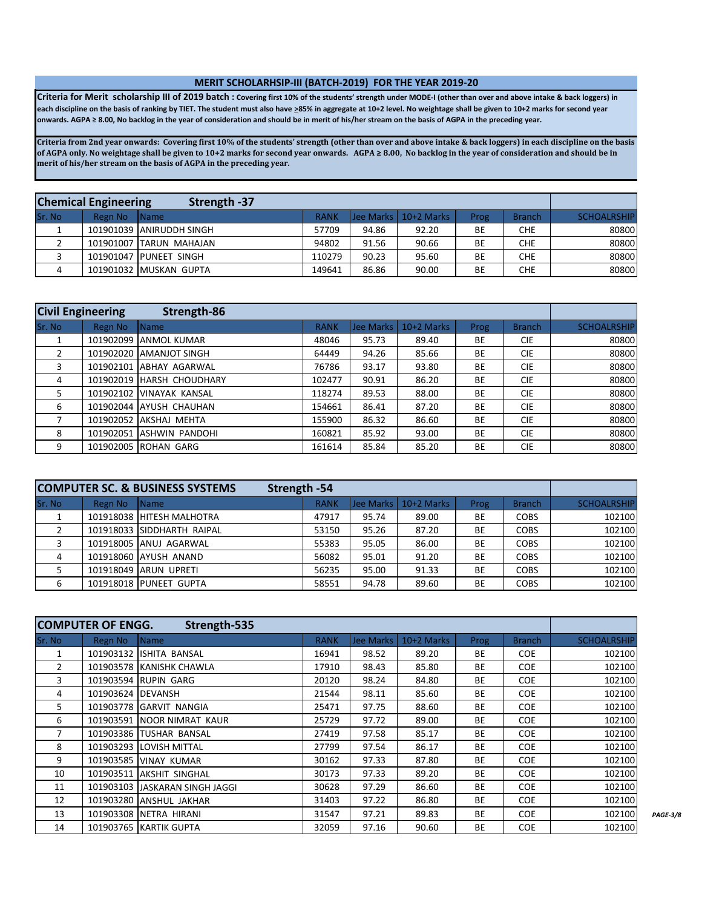## MERIT SCHOLARHSIP-III (BATCH-2019) FOR THE YEAR 2019-20

**Criteria for Merit scholarship III of 2019 batch : Covering first 10% of the students' strength under MODE-I (other than over and above intake & back loggers) in each discipline on the basis of ranking by TIET. The student must also have >85% in aggregate at 10+2 level. No weightage shall be given to 10+2 marks for second year onwards. AGPA ≥ 8.00, No backlog in the year of consideration and should be in merit of his/her stream on the basis of AGPA in the preceding year.**

**Criteria from 2nd year onwards: Covering first 10% of the students' strength (other than over and above intake & back loggers) in each discipline on the basis of AGPA only. No weightage shall be given to 10+2 marks for second year onwards. AGPA ≥ 8.00, No backlog in the year of consideration and should be in merit of his/her stream on the basis of AGPA in the preceding year.**

### Chemical Engineering    Strength -37

| Sr. No | Regn No | Name | RANK | Jee Marks | 10+2 Marks | Prog | Branch | SCHOALRSHIP |
|---|---|---|---|---|---|---|---|---|
| 1 | 101901039 | ANIRUDDH SINGH | 57709 | 94.86 | 92.20 | BE | CHE | 80800 |
| 2 | 101901007 | TARUN MAHAJAN | 94802 | 91.56 | 90.66 | BE | CHE | 80800 |
| 3 | 101901047 | PUNEET SINGH | 110279 | 90.23 | 95.60 | BE | CHE | 80800 |
| 4 | 101901032 | MUSKAN GUPTA | 149641 | 86.86 | 90.00 | BE | CHE | 80800 |

### Civil Engineering    Strength-86

| Sr. No | Regn No | Name | RANK | Jee Marks | 10+2 Marks | Prog | Branch | SCHOALRSHIP |
|---|---|---|---|---|---|---|---|---|
| 1 | 101902099 | ANMOL KUMAR | 48046 | 95.73 | 89.40 | BE | CIE | 80800 |
| 2 | 101902020 | AMANJOT SINGH | 64449 | 94.26 | 85.66 | BE | CIE | 80800 |
| 3 | 101902101 | ABHAY AGARWAL | 76786 | 93.17 | 93.80 | BE | CIE | 80800 |
| 4 | 101902019 | HARSH CHOUDHARY | 102477 | 90.91 | 86.20 | BE | CIE | 80800 |
| 5 | 101902102 | VINAYAK KANSAL | 118274 | 89.53 | 88.00 | BE | CIE | 80800 |
| 6 | 101902044 | AYUSH CHAUHAN | 154661 | 86.41 | 87.20 | BE | CIE | 80800 |
| 7 | 101902052 | AKSHAJ MEHTA | 155900 | 86.32 | 86.60 | BE | CIE | 80800 |
| 8 | 101902051 | ASHWIN PANDOHI | 160821 | 85.92 | 93.00 | BE | CIE | 80800 |
| 9 | 101902005 | ROHAN GARG | 161614 | 85.84 | 85.20 | BE | CIE | 80800 |

### COMPUTER SC. & BUSINESS SYSTEMS    Strength -54

| Sr. No | Regn No | Name | RANK | Jee Marks | 10+2 Marks | Prog | Branch | SCHOALRSHIP |
|---|---|---|---|---|---|---|---|---|
| 1 | 101918038 | HITESH MALHOTRA | 47917 | 95.74 | 89.00 | BE | COBS | 102100 |
| 2 | 101918033 | SIDDHARTH RAIPAL | 53150 | 95.26 | 87.20 | BE | COBS | 102100 |
| 3 | 101918005 | ANUJ AGARWAL | 55383 | 95.05 | 86.00 | BE | COBS | 102100 |
| 4 | 101918060 | AYUSH ANAND | 56082 | 95.01 | 91.20 | BE | COBS | 102100 |
| 5 | 101918049 | ARUN UPRETI | 56235 | 95.00 | 91.33 | BE | COBS | 102100 |
| 6 | 101918018 | PUNEET GUPTA | 58551 | 94.78 | 89.60 | BE | COBS | 102100 |

### COMPUTER OF ENGG.    Strength-535

| Sr. No | Regn No | Name | RANK | Jee Marks | 10+2 Marks | Prog | Branch | SCHOALRSHIP |
|---|---|---|---|---|---|---|---|---|
| 1 | 101903132 | ISHITA BANSAL | 16941 | 98.52 | 89.20 | BE | COE | 102100 |
| 2 | 101903578 | KANISHK CHAWLA | 17910 | 98.43 | 85.80 | BE | COE | 102100 |
| 3 | 101903594 | RUPIN GARG | 20120 | 98.24 | 84.80 | BE | COE | 102100 |
| 4 | 101903624 | DEVANSH | 21544 | 98.11 | 85.60 | BE | COE | 102100 |
| 5 | 101903778 | GARVIT NANGIA | 25471 | 97.75 | 88.60 | BE | COE | 102100 |
| 6 | 101903591 | NOOR NIMRAT KAUR | 25729 | 97.72 | 89.00 | BE | COE | 102100 |
| 7 | 101903386 | TUSHAR BANSAL | 27419 | 97.58 | 85.17 | BE | COE | 102100 |
| 8 | 101903293 | LOVISH MITTAL | 27799 | 97.54 | 86.17 | BE | COE | 102100 |
| 9 | 101903585 | VINAY KUMAR | 30162 | 97.33 | 87.80 | BE | COE | 102100 |
| 10 | 101903511 | AKSHIT SINGHAL | 30173 | 97.33 | 89.20 | BE | COE | 102100 |
| 11 | 101903103 | JASKARAN SINGH JAGGI | 30628 | 97.29 | 86.60 | BE | COE | 102100 |
| 12 | 101903280 | ANSHUL JAKHAR | 31403 | 97.22 | 86.80 | BE | COE | 102100 |
| 13 | 101903308 | NETRA HIRANI | 31547 | 97.21 | 89.83 | BE | COE | 102100 |
| 14 | 101903765 | KARTIK GUPTA | 32059 | 97.16 | 90.60 | BE | COE | 102100 |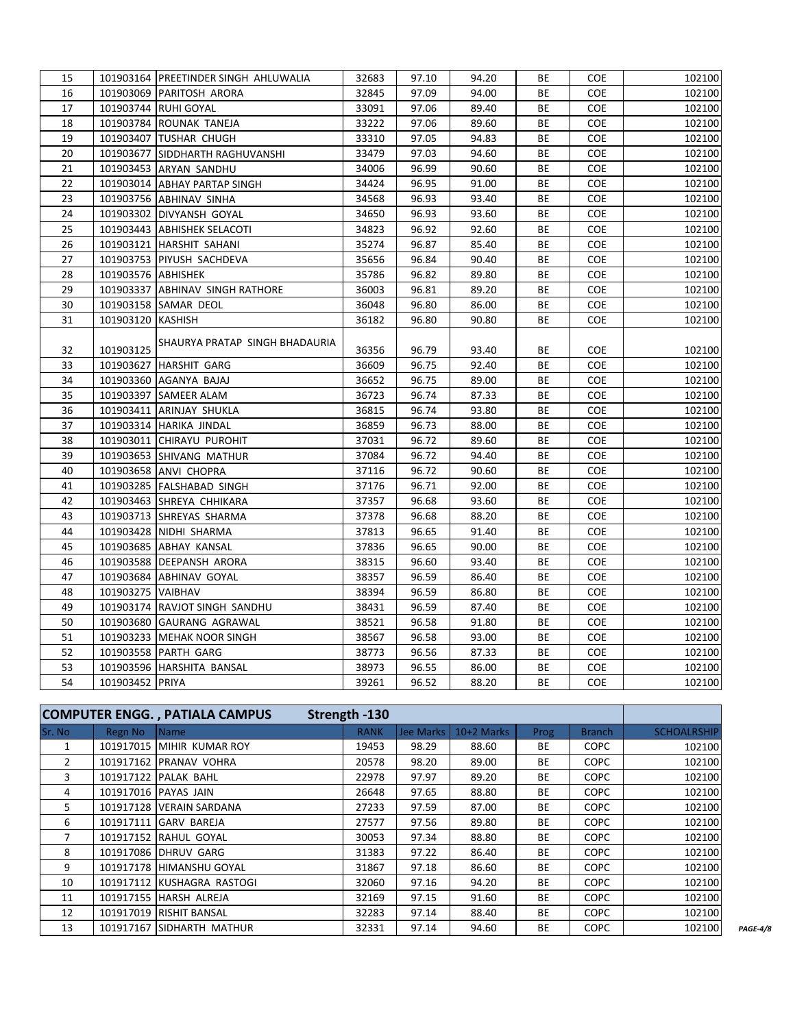| 15 | 101903164 | PREETINDER SINGH AHLUWALIA | 32683 | 97.10 | 94.20 | BE | COE | 102100 |
|---|---|---|---|---|---|---|---|---|
| 16 | 101903069 | PARITOSH ARORA | 32845 | 97.09 | 94.00 | BE | COE | 102100 |
| 17 | 101903744 | RUHI GOYAL | 33091 | 97.06 | 89.40 | BE | COE | 102100 |
| 18 | 101903784 | ROUNAK TANEJA | 33222 | 97.06 | 89.60 | BE | COE | 102100 |
| 19 | 101903407 | TUSHAR CHUGH | 33310 | 97.05 | 94.83 | BE | COE | 102100 |
| 20 | 101903677 | SIDDHARTH RAGHUVANSHI | 33479 | 97.03 | 94.60 | BE | COE | 102100 |
| 21 | 101903453 | ARYAN SANDHU | 34006 | 96.99 | 90.60 | BE | COE | 102100 |
| 22 | 101903014 | ABHAY PARTAP SINGH | 34424 | 96.95 | 91.00 | BE | COE | 102100 |
| 23 | 101903756 | ABHINAV SINHA | 34568 | 96.93 | 93.40 | BE | COE | 102100 |
| 24 | 101903302 | DIVYANSH GOYAL | 34650 | 96.93 | 93.60 | BE | COE | 102100 |
| 25 | 101903443 | ABHISHEK SELACOTI | 34823 | 96.92 | 92.60 | BE | COE | 102100 |
| 26 | 101903121 | HARSHIT SAHANI | 35274 | 96.87 | 85.40 | BE | COE | 102100 |
| 27 | 101903753 | PIYUSH SACHDEVA | 35656 | 96.84 | 90.40 | BE | COE | 102100 |
| 28 | 101903576 | ABHISHEK | 35786 | 96.82 | 89.80 | BE | COE | 102100 |
| 29 | 101903337 | ABHINAV SINGH RATHORE | 36003 | 96.81 | 89.20 | BE | COE | 102100 |
| 30 | 101903158 | SAMAR DEOL | 36048 | 96.80 | 86.00 | BE | COE | 102100 |
| 31 | 101903120 | KASHISH | 36182 | 96.80 | 90.80 | BE | COE | 102100 |
| 32 | 101903125 | SHAURYA PRATAP SINGH BHADAURIA | 36356 | 96.79 | 93.40 | BE | COE | 102100 |
| 33 | 101903627 | HARSHIT GARG | 36609 | 96.75 | 92.40 | BE | COE | 102100 |
| 34 | 101903360 | AGANYA BAJAJ | 36652 | 96.75 | 89.00 | BE | COE | 102100 |
| 35 | 101903397 | SAMEER ALAM | 36723 | 96.74 | 87.33 | BE | COE | 102100 |
| 36 | 101903411 | ARINJAY SHUKLA | 36815 | 96.74 | 93.80 | BE | COE | 102100 |
| 37 | 101903314 | HARIKA JINDAL | 36859 | 96.73 | 88.00 | BE | COE | 102100 |
| 38 | 101903011 | CHIRAYU PUROHIT | 37031 | 96.72 | 89.60 | BE | COE | 102100 |
| 39 | 101903653 | SHIVANG MATHUR | 37084 | 96.72 | 94.40 | BE | COE | 102100 |
| 40 | 101903658 | ANVI CHOPRA | 37116 | 96.72 | 90.60 | BE | COE | 102100 |
| 41 | 101903285 | FALSHABAD SINGH | 37176 | 96.71 | 92.00 | BE | COE | 102100 |
| 42 | 101903463 | SHREYA CHHIKARA | 37357 | 96.68 | 93.60 | BE | COE | 102100 |
| 43 | 101903713 | SHREYAS SHARMA | 37378 | 96.68 | 88.20 | BE | COE | 102100 |
| 44 | 101903428 | NIDHI SHARMA | 37813 | 96.65 | 91.40 | BE | COE | 102100 |
| 45 | 101903685 | ABHAY KANSAL | 37836 | 96.65 | 90.00 | BE | COE | 102100 |
| 46 | 101903588 | DEEPANSH ARORA | 38315 | 96.60 | 93.40 | BE | COE | 102100 |
| 47 | 101903684 | ABHINAV GOYAL | 38357 | 96.59 | 86.40 | BE | COE | 102100 |
| 48 | 101903275 | VAIBHAV | 38394 | 96.59 | 86.80 | BE | COE | 102100 |
| 49 | 101903174 | RAVJOT SINGH SANDHU | 38431 | 96.59 | 87.40 | BE | COE | 102100 |
| 50 | 101903680 | GAURANG AGRAWAL | 38521 | 96.58 | 91.80 | BE | COE | 102100 |
| 51 | 101903233 | MEHAK NOOR SINGH | 38567 | 96.58 | 93.00 | BE | COE | 102100 |
| 52 | 101903558 | PARTH GARG | 38773 | 96.56 | 87.33 | BE | COE | 102100 |
| 53 | 101903596 | HARSHITA BANSAL | 38973 | 96.55 | 86.00 | BE | COE | 102100 |
| 54 | 101903452 | PRIYA | 39261 | 96.52 | 88.20 | BE | COE | 102100 |

**COMPUTER ENGG. , PATIALA CAMPUS** **Strength -130**

| Sr. No | Regn No | Name | RANK | Jee Marks | 10+2 Marks | Prog | Branch | SCHOALRSHIP |
|---|---|---|---|---|---|---|---|---|
| 1 | 101917015 | MIHIR KUMAR ROY | 19453 | 98.29 | 88.60 | BE | COPC | 102100 |
| 2 | 101917162 | PRANAV VOHRA | 20578 | 98.20 | 89.00 | BE | COPC | 102100 |
| 3 | 101917122 | PALAK BAHL | 22978 | 97.97 | 89.20 | BE | COPC | 102100 |
| 4 | 101917016 | PAYAS JAIN | 26648 | 97.65 | 88.80 | BE | COPC | 102100 |
| 5 | 101917128 | VERAIN SARDANA | 27233 | 97.59 | 87.00 | BE | COPC | 102100 |
| 6 | 101917111 | GARV BAREJA | 27577 | 97.56 | 89.80 | BE | COPC | 102100 |
| 7 | 101917152 | RAHUL GOYAL | 30053 | 97.34 | 88.80 | BE | COPC | 102100 |
| 8 | 101917086 | DHRUV GARG | 31383 | 97.22 | 86.40 | BE | COPC | 102100 |
| 9 | 101917178 | HIMANSHU GOYAL | 31867 | 97.18 | 86.60 | BE | COPC | 102100 |
| 10 | 101917112 | KUSHAGRA RASTOGI | 32060 | 97.16 | 94.20 | BE | COPC | 102100 |
| 11 | 101917155 | HARSH ALREJA | 32169 | 97.15 | 91.60 | BE | COPC | 102100 |
| 12 | 101917019 | RISHIT BANSAL | 32283 | 97.14 | 88.40 | BE | COPC | 102100 |
| 13 | 101917167 | SIDHARTH MATHUR | 32331 | 97.14 | 94.60 | BE | COPC | 102100 |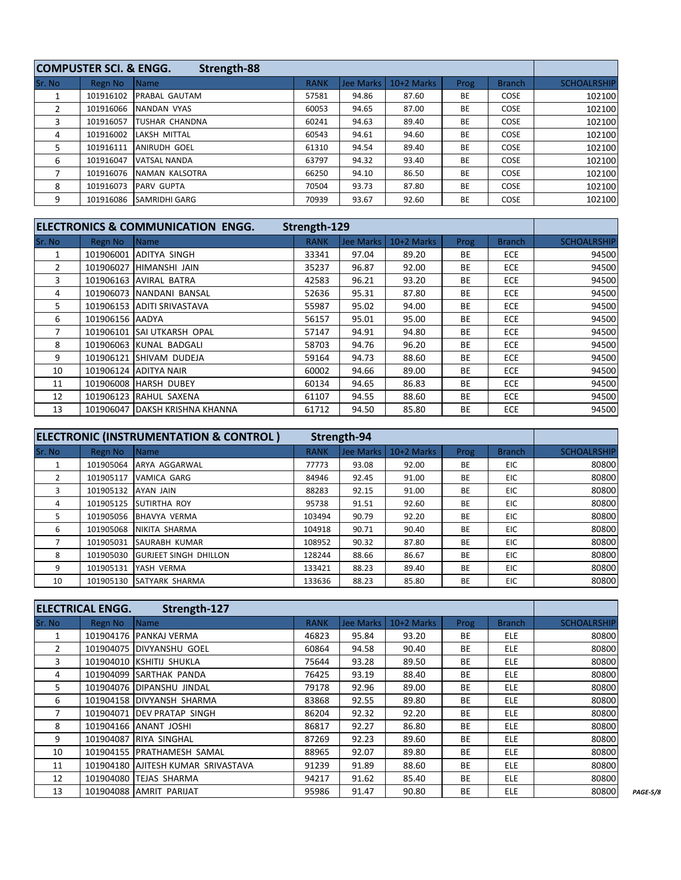## COMPUSTER SCI. & ENGG. Strength-88

| Sr. No | Regn No | Name | RANK | Jee Marks | 10+2 Marks | Prog | Branch | SCHOALRSHIP |
|---|---|---|---|---|---|---|---|---|
| 1 | 101916102 | PRABAL GAUTAM | 57581 | 94.86 | 87.60 | BE | COSE | 102100 |
| 2 | 101916066 | NANDAN VYAS | 60053 | 94.65 | 87.00 | BE | COSE | 102100 |
| 3 | 101916057 | TUSHAR CHANDNA | 60241 | 94.63 | 89.40 | BE | COSE | 102100 |
| 4 | 101916002 | LAKSH MITTAL | 60543 | 94.61 | 94.60 | BE | COSE | 102100 |
| 5 | 101916111 | ANIRUDH GOEL | 61310 | 94.54 | 89.40 | BE | COSE | 102100 |
| 6 | 101916047 | VATSAL NANDA | 63797 | 94.32 | 93.40 | BE | COSE | 102100 |
| 7 | 101916076 | NAMAN KALSOTRA | 66250 | 94.10 | 86.50 | BE | COSE | 102100 |
| 8 | 101916073 | PARV GUPTA | 70504 | 93.73 | 87.80 | BE | COSE | 102100 |
| 9 | 101916086 | SAMRIDHI GARG | 70939 | 93.67 | 92.60 | BE | COSE | 102100 |

## ELECTRONICS & COMMUNICATION ENGG. Strength-129

| Sr. No | Regn No | Name | RANK | Jee Marks | 10+2 Marks | Prog | Branch | SCHOALRSHIP |
|---|---|---|---|---|---|---|---|---|
| 1 | 101906001 | ADITYA SINGH | 33341 | 97.04 | 89.20 | BE | ECE | 94500 |
| 2 | 101906027 | HIMANSHI JAIN | 35237 | 96.87 | 92.00 | BE | ECE | 94500 |
| 3 | 101906163 | AVIRAL BATRA | 42583 | 96.21 | 93.20 | BE | ECE | 94500 |
| 4 | 101906073 | NANDANI BANSAL | 52636 | 95.31 | 87.80 | BE | ECE | 94500 |
| 5 | 101906153 | ADITI SRIVASTAVA | 55987 | 95.02 | 94.00 | BE | ECE | 94500 |
| 6 | 101906156 | AADYA | 56157 | 95.01 | 95.00 | BE | ECE | 94500 |
| 7 | 101906101 | SAI UTKARSH OPAL | 57147 | 94.91 | 94.80 | BE | ECE | 94500 |
| 8 | 101906063 | KUNAL BADGALI | 58703 | 94.76 | 96.20 | BE | ECE | 94500 |
| 9 | 101906121 | SHIVAM DUDEJA | 59164 | 94.73 | 88.60 | BE | ECE | 94500 |
| 10 | 101906124 | ADITYA NAIR | 60002 | 94.66 | 89.00 | BE | ECE | 94500 |
| 11 | 101906008 | HARSH DUBEY | 60134 | 94.65 | 86.83 | BE | ECE | 94500 |
| 12 | 101906123 | RAHUL SAXENA | 61107 | 94.55 | 88.60 | BE | ECE | 94500 |
| 13 | 101906047 | DAKSH KRISHNA KHANNA | 61712 | 94.50 | 85.80 | BE | ECE | 94500 |

## ELECTRONIC (INSTRUMENTATION & CONTROL ) Strength-94

| Sr. No | Regn No | Name | RANK | Jee Marks | 10+2 Marks | Prog | Branch | SCHOALRSHIP |
|---|---|---|---|---|---|---|---|---|
| 1 | 101905064 | ARYA AGGARWAL | 77773 | 93.08 | 92.00 | BE | EIC | 80800 |
| 2 | 101905117 | VAMICA GARG | 84946 | 92.45 | 91.00 | BE | EIC | 80800 |
| 3 | 101905132 | AYAN JAIN | 88283 | 92.15 | 91.00 | BE | EIC | 80800 |
| 4 | 101905125 | SUTIRTHA ROY | 95738 | 91.51 | 92.60 | BE | EIC | 80800 |
| 5 | 101905056 | BHAVYA VERMA | 103494 | 90.79 | 92.20 | BE | EIC | 80800 |
| 6 | 101905068 | NIKITA SHARMA | 104918 | 90.71 | 90.40 | BE | EIC | 80800 |
| 7 | 101905031 | SAURABH KUMAR | 108952 | 90.32 | 87.80 | BE | EIC | 80800 |
| 8 | 101905030 | GURJEET SINGH DHILLON | 128244 | 88.66 | 86.67 | BE | EIC | 80800 |
| 9 | 101905131 | YASH VERMA | 133421 | 88.23 | 89.40 | BE | EIC | 80800 |
| 10 | 101905130 | SATYARK SHARMA | 133636 | 88.23 | 85.80 | BE | EIC | 80800 |

## ELECTRICAL ENGG. Strength-127

| Sr. No | Regn No | Name | RANK | Jee Marks | 10+2 Marks | Prog | Branch | SCHOALRSHIP |
|---|---|---|---|---|---|---|---|---|
| 1 | 101904176 | PANKAJ VERMA | 46823 | 95.84 | 93.20 | BE | ELE | 80800 |
| 2 | 101904075 | DIVYANSHU GOEL | 60864 | 94.58 | 90.40 | BE | ELE | 80800 |
| 3 | 101904010 | KSHITIJ SHUKLA | 75644 | 93.28 | 89.50 | BE | ELE | 80800 |
| 4 | 101904099 | SARTHAK PANDA | 76425 | 93.19 | 88.40 | BE | ELE | 80800 |
| 5 | 101904076 | DIPANSHU JINDAL | 79178 | 92.96 | 89.00 | BE | ELE | 80800 |
| 6 | 101904158 | DIVYANSH SHARMA | 83868 | 92.55 | 89.80 | BE | ELE | 80800 |
| 7 | 101904071 | DEV PRATAP SINGH | 86204 | 92.32 | 92.20 | BE | ELE | 80800 |
| 8 | 101904166 | ANANT JOSHI | 86817 | 92.27 | 86.80 | BE | ELE | 80800 |
| 9 | 101904087 | RIYA SINGHAL | 87269 | 92.23 | 89.60 | BE | ELE | 80800 |
| 10 | 101904155 | PRATHAMESH SAMAL | 88965 | 92.07 | 89.80 | BE | ELE | 80800 |
| 11 | 101904180 | AJITESH KUMAR SRIVASTAVA | 91239 | 91.89 | 88.60 | BE | ELE | 80800 |
| 12 | 101904080 | TEJAS SHARMA | 94217 | 91.62 | 85.40 | BE | ELE | 80800 |
| 13 | 101904088 | AMRIT PARIJAT | 95986 | 91.47 | 90.80 | BE | ELE | 80800 |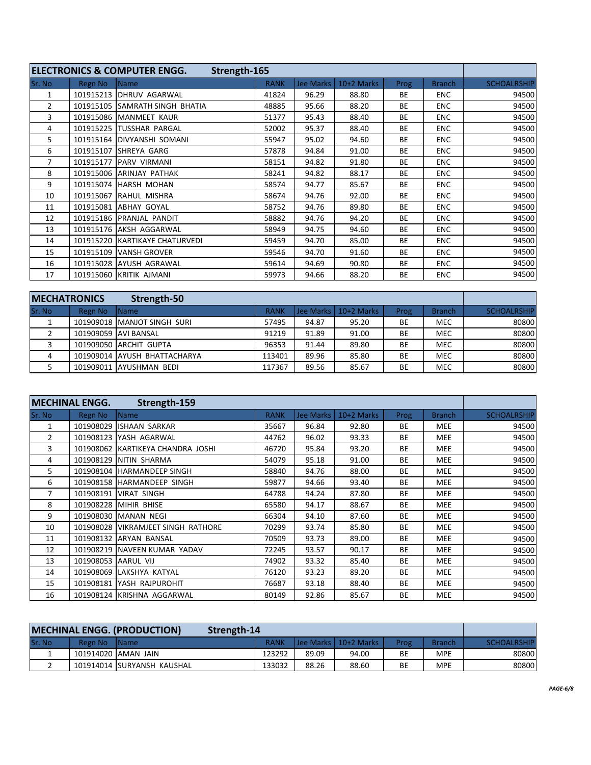## ELECTRONICS & COMPUTER ENGG. Strength-165

| Sr. No | Regn No | Name | RANK | Jee Marks | 10+2 Marks | Prog | Branch | SCHOALRSHIP |
|---|---|---|---|---|---|---|---|---|
| 1 | 101915213 | DHRUV AGARWAL | 41824 | 96.29 | 88.80 | BE | ENC | 94500 |
| 2 | 101915105 | SAMRATH SINGH BHATIA | 48885 | 95.66 | 88.20 | BE | ENC | 94500 |
| 3 | 101915086 | MANMEET KAUR | 51377 | 95.43 | 88.40 | BE | ENC | 94500 |
| 4 | 101915225 | TUSSHAR PARGAL | 52002 | 95.37 | 88.40 | BE | ENC | 94500 |
| 5 | 101915164 | DIVYANSHI SOMANI | 55947 | 95.02 | 94.60 | BE | ENC | 94500 |
| 6 | 101915107 | SHREYA GARG | 57878 | 94.84 | 91.00 | BE | ENC | 94500 |
| 7 | 101915177 | PARV VIRMANI | 58151 | 94.82 | 91.80 | BE | ENC | 94500 |
| 8 | 101915006 | ARINJAY PATHAK | 58241 | 94.82 | 88.17 | BE | ENC | 94500 |
| 9 | 101915074 | HARSH MOHAN | 58574 | 94.77 | 85.67 | BE | ENC | 94500 |
| 10 | 101915067 | RAHUL MISHRA | 58674 | 94.76 | 92.00 | BE | ENC | 94500 |
| 11 | 101915081 | ABHAY GOYAL | 58752 | 94.76 | 89.80 | BE | ENC | 94500 |
| 12 | 101915186 | PRANJAL PANDIT | 58882 | 94.76 | 94.20 | BE | ENC | 94500 |
| 13 | 101915176 | AKSH AGGARWAL | 58949 | 94.75 | 94.60 | BE | ENC | 94500 |
| 14 | 101915220 | KARTIKAYE CHATURVEDI | 59459 | 94.70 | 85.00 | BE | ENC | 94500 |
| 15 | 101915109 | VANSH GROVER | 59546 | 94.70 | 91.60 | BE | ENC | 94500 |
| 16 | 101915028 | AYUSH AGRAWAL | 59614 | 94.69 | 90.80 | BE | ENC | 94500 |
| 17 | 101915060 | KRITIK AJMANI | 59973 | 94.66 | 88.20 | BE | ENC | 94500 |

## MECHATRONICS Strength-50

| Sr. No | Regn No | Name | RANK | Jee Marks | 10+2 Marks | Prog | Branch | SCHOALRSHIP |
|---|---|---|---|---|---|---|---|---|
| 1 | 101909018 | MANJOT SINGH SURI | 57495 | 94.87 | 95.20 | BE | MEC | 80800 |
| 2 | 101909059 | AVI BANSAL | 91219 | 91.89 | 91.00 | BE | MEC | 80800 |
| 3 | 101909050 | ARCHIT GUPTA | 96353 | 91.44 | 89.80 | BE | MEC | 80800 |
| 4 | 101909014 | AYUSH BHATTACHARYA | 113401 | 89.96 | 85.80 | BE | MEC | 80800 |
| 5 | 101909011 | AYUSHMAN BEDI | 117367 | 89.56 | 85.67 | BE | MEC | 80800 |

## MECHINAL ENGG. Strength-159

| Sr. No | Regn No | Name | RANK | Jee Marks | 10+2 Marks | Prog | Branch | SCHOALRSHIP |
|---|---|---|---|---|---|---|---|---|
| 1 | 101908029 | ISHAAN SARKAR | 35667 | 96.84 | 92.80 | BE | MEE | 94500 |
| 2 | 101908123 | YASH AGARWAL | 44762 | 96.02 | 93.33 | BE | MEE | 94500 |
| 3 | 101908062 | KARTIKEYA CHANDRA JOSHI | 46720 | 95.84 | 93.20 | BE | MEE | 94500 |
| 4 | 101908129 | NITIN SHARMA | 54079 | 95.18 | 91.00 | BE | MEE | 94500 |
| 5 | 101908104 | HARMANDEEP SINGH | 58840 | 94.76 | 88.00 | BE | MEE | 94500 |
| 6 | 101908158 | HARMANDEEP SINGH | 59877 | 94.66 | 93.40 | BE | MEE | 94500 |
| 7 | 101908191 | VIRAT SINGH | 64788 | 94.24 | 87.80 | BE | MEE | 94500 |
| 8 | 101908228 | MIHIR BHISE | 65580 | 94.17 | 88.67 | BE | MEE | 94500 |
| 9 | 101908030 | MANAN NEGI | 66304 | 94.10 | 87.60 | BE | MEE | 94500 |
| 10 | 101908028 | VIKRAMJEET SINGH RATHORE | 70299 | 93.74 | 85.80 | BE | MEE | 94500 |
| 11 | 101908132 | ARYAN BANSAL | 70509 | 93.73 | 89.00 | BE | MEE | 94500 |
| 12 | 101908219 | NAVEEN KUMAR YADAV | 72245 | 93.57 | 90.17 | BE | MEE | 94500 |
| 13 | 101908053 | AARUL VIJ | 74902 | 93.32 | 85.40 | BE | MEE | 94500 |
| 14 | 101908069 | LAKSHYA KATYAL | 76120 | 93.23 | 89.20 | BE | MEE | 94500 |
| 15 | 101908181 | YASH RAJPUROHIT | 76687 | 93.18 | 88.40 | BE | MEE | 94500 |
| 16 | 101908124 | KRISHNA AGGARWAL | 80149 | 92.86 | 85.67 | BE | MEE | 94500 |

## MECHINAL ENGG. (PRODUCTION) Strength-14

| Sr. No | Regn No | Name | RANK | Jee Marks | 10+2 Marks | Prog | Branch | SCHOALRSHIP |
|---|---|---|---|---|---|---|---|---|
| 1 | 101914020 | AMAN JAIN | 123292 | 89.09 | 94.00 | BE | MPE | 80800 |
| 2 | 101914014 | SURYANSH KAUSHAL | 133032 | 88.26 | 88.60 | BE | MPE | 80800 |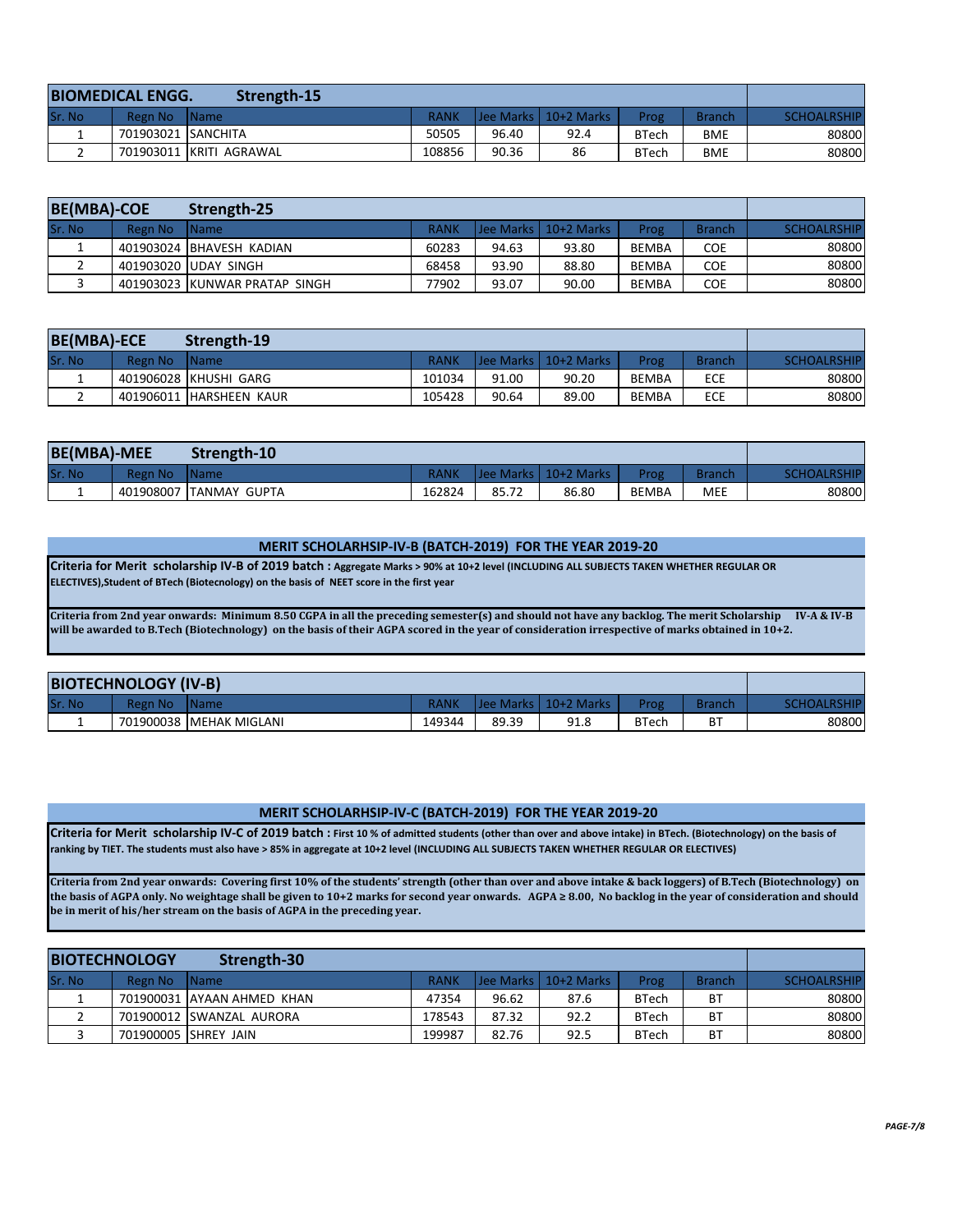| BIOMEDICAL ENGG. Strength-15 | | | | | | | | |
|---|---|---|---|---|---|---|---|---|
| Sr. No | Regn No | Name | RANK | Jee Marks | 10+2 Marks | Prog | Branch | SCHOALRSHIP |
| 1 | 701903021 | SANCHITA | 50505 | 96.40 | 92.4 | BTech | BME | 80800 |
| 2 | 701903011 | KRITI AGRAWAL | 108856 | 90.36 | 86 | BTech | BME | 80800 |

| BE(MBA)-COE Strength-25 | | | | | | | | |
|---|---|---|---|---|---|---|---|---|
| Sr. No | Regn No | Name | RANK | Jee Marks | 10+2 Marks | Prog | Branch | SCHOALRSHIP |
| 1 | 401903024 | BHAVESH KADIAN | 60283 | 94.63 | 93.80 | BEMBA | COE | 80800 |
| 2 | 401903020 | UDAY SINGH | 68458 | 93.90 | 88.80 | BEMBA | COE | 80800 |
| 3 | 401903023 | KUNWAR PRATAP SINGH | 77902 | 93.07 | 90.00 | BEMBA | COE | 80800 |

| BE(MBA)-ECE Strength-19 | | | | | | | | |
|---|---|---|---|---|---|---|---|---|
| Sr. No | Regn No | Name | RANK | Jee Marks | 10+2 Marks | Prog | Branch | SCHOALRSHIP |
| 1 | 401906028 | KHUSHI GARG | 101034 | 91.00 | 90.20 | BEMBA | ECE | 80800 |
| 2 | 401906011 | HARSHEEN KAUR | 105428 | 90.64 | 89.00 | BEMBA | ECE | 80800 |

| BE(MBA)-MEE Strength-10 | | | | | | | | |
|---|---|---|---|---|---|---|---|---|
| Sr. No | Regn No | Name | RANK | Jee Marks | 10+2 Marks | Prog | Branch | SCHOALRSHIP |
| 1 | 401908007 | TANMAY GUPTA | 162824 | 85.72 | 86.80 | BEMBA | MEE | 80800 |

## MERIT SCHOLARHSIP-IV-B (BATCH-2019) FOR THE YEAR 2019-20

**Criteria for Merit scholarship IV-B of 2019 batch : Aggregate Marks > 90% at 10+2 level (INCLUDING ALL SUBJECTS TAKEN WHETHER REGULAR OR ELECTIVES),Student of BTech (Biotecnology) on the basis of NEET score in the first year**

**Criteria from 2nd year onwards: Minimum 8.50 CGPA in all the preceding semester(s) and should not have any backlog. The merit Scholarship IV-A & IV-B will be awarded to B.Tech (Biotechnology) on the basis of their AGPA scored in the year of consideration irrespective of marks obtained in 10+2.**

| BIOTECHNOLOGY (IV-B) | | | | | | | | |
|---|---|---|---|---|---|---|---|---|
| Sr. No | Regn No | Name | RANK | Jee Marks | 10+2 Marks | Prog | Branch | SCHOALRSHIP |
| 1 | 701900038 | MEHAK MIGLANI | 149344 | 89.39 | 91.8 | BTech | BT | 80800 |

## MERIT SCHOLARHSIP-IV-C (BATCH-2019) FOR THE YEAR 2019-20

**Criteria for Merit scholarship IV-C of 2019 batch : First 10 % of admitted students (other than over and above intake) in BTech. (Biotechnology) on the basis of ranking by TIET. The students must also have > 85% in aggregate at 10+2 level (INCLUDING ALL SUBJECTS TAKEN WHETHER REGULAR OR ELECTIVES)**

**Criteria from 2nd year onwards: Covering first 10% of the students' strength (other than over and above intake & back loggers) of B.Tech (Biotechnology) on the basis of AGPA only. No weightage shall be given to 10+2 marks for second year onwards. AGPA ≥ 8.00, No backlog in the year of consideration and should be in merit of his/her stream on the basis of AGPA in the preceding year.**

| BIOTECHNOLOGY Strength-30 | | | | | | | | |
|---|---|---|---|---|---|---|---|---|
| Sr. No | Regn No | Name | RANK | Jee Marks | 10+2 Marks | Prog | Branch | SCHOALRSHIP |
| 1 | 701900031 | AYAAN AHMED KHAN | 47354 | 96.62 | 87.6 | BTech | BT | 80800 |
| 2 | 701900012 | SWANZAL AURORA | 178543 | 87.32 | 92.2 | BTech | BT | 80800 |
| 3 | 701900005 | SHREY JAIN | 199987 | 82.76 | 92.5 | BTech | BT | 80800 |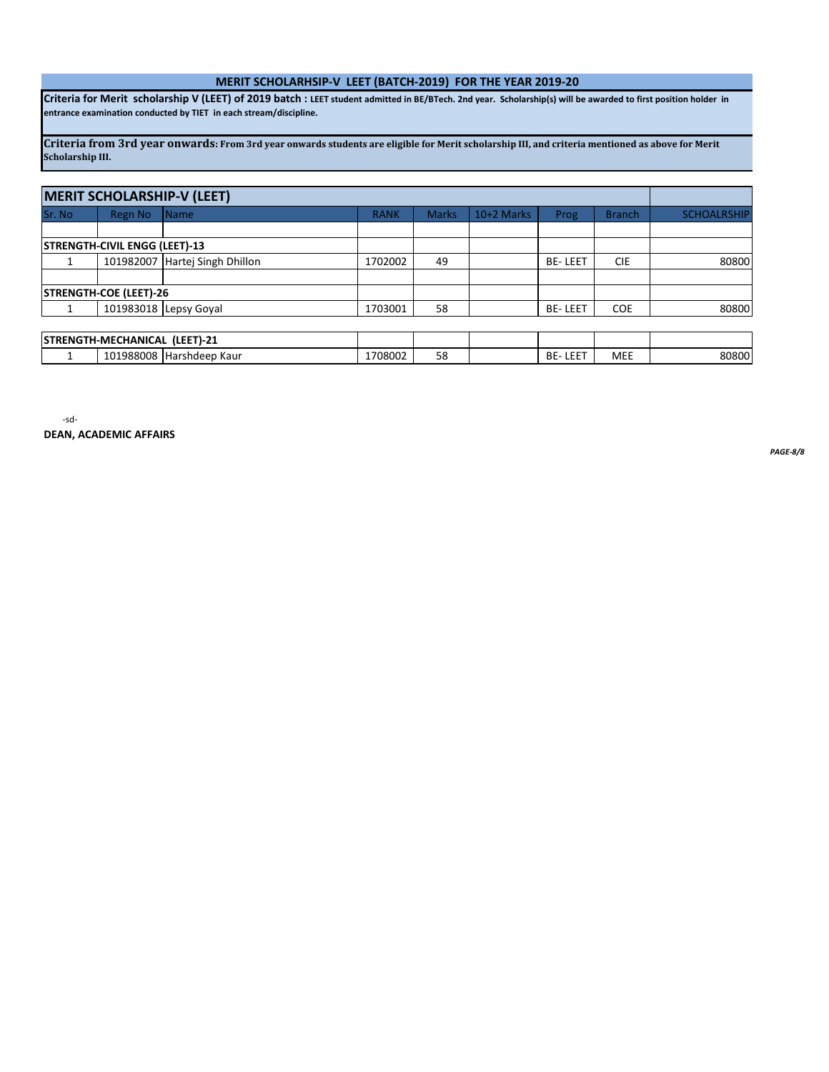## MERIT SCHOLARHSIP-V LEET (BATCH-2019) FOR THE YEAR 2019-20

**Criteria for Merit scholarship V (LEET) of 2019 batch : LEET student admitted in BE/BTech. 2nd year. Scholarship(s) will be awarded to first position holder in entrance examination conducted by TIET in each stream/discipline.**

**Criteria from 3rd year onwards: From 3rd year onwards students are eligible for Merit scholarship III, and criteria mentioned as above for Merit Scholarship III.**

### MERIT SCHOLARSHIP-V (LEET)

| Sr. No | Regn No | Name | RANK | Marks | 10+2 Marks | Prog | Branch | SCHOALRSHIP |
|---|---|---|---|---|---|---|---|---|
| | | | | | | | | |
| **STRENGTH-CIVIL ENGG (LEET)-13** | | | | | | | | |
| 1 | 101982007 | Hartej Singh Dhillon | 1702002 | 49 | | BE- LEET | CIE | 80800 |
| | | | | | | | | |
| **STRENGTH-COE (LEET)-26** | | | | | | | | |
| 1 | 101983018 | Lepsy Goyal | 1703001 | 58 | | BE- LEET | COE | 80800 |
| **STRENGTH-MECHANICAL (LEET)-21** | | | | | | | | |
| 1 | 101988008 | Harshdeep Kaur | 1708002 | 58 | | BE- LEET | MEE | 80800 |

-sd-

**DEAN, ACADEMIC AFFAIRS**